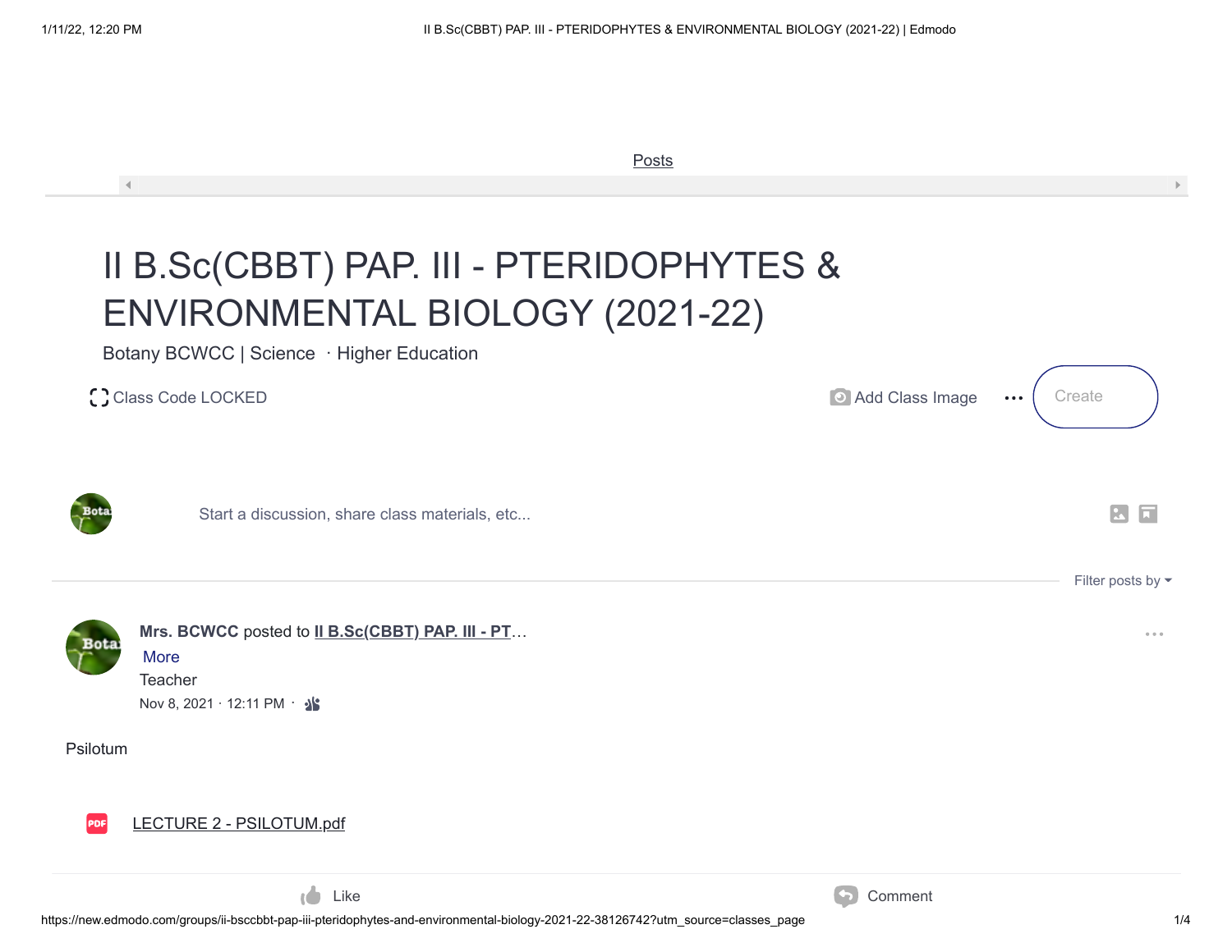Posts

# II B.Sc(CBBT) PAP. III - PTERIDOPHYTES & ENVIRONMENTAL BIOLOGY (2021-22)

Botany BCWCC | Science · Higher Education

Class Code LOCKED

Add Class Image ··· Create

Start a discussion, share class materials, etc...

Filter posts by

**Mrs. BCWCC** posted to **II B.Sc(CBBT) PAP. III - PT...**
More
Teacher
Nov 8, 2021 · 12:11 PM ·

Psilotum

LECTURE 2 - PSILOTUM.pdf

Like Comment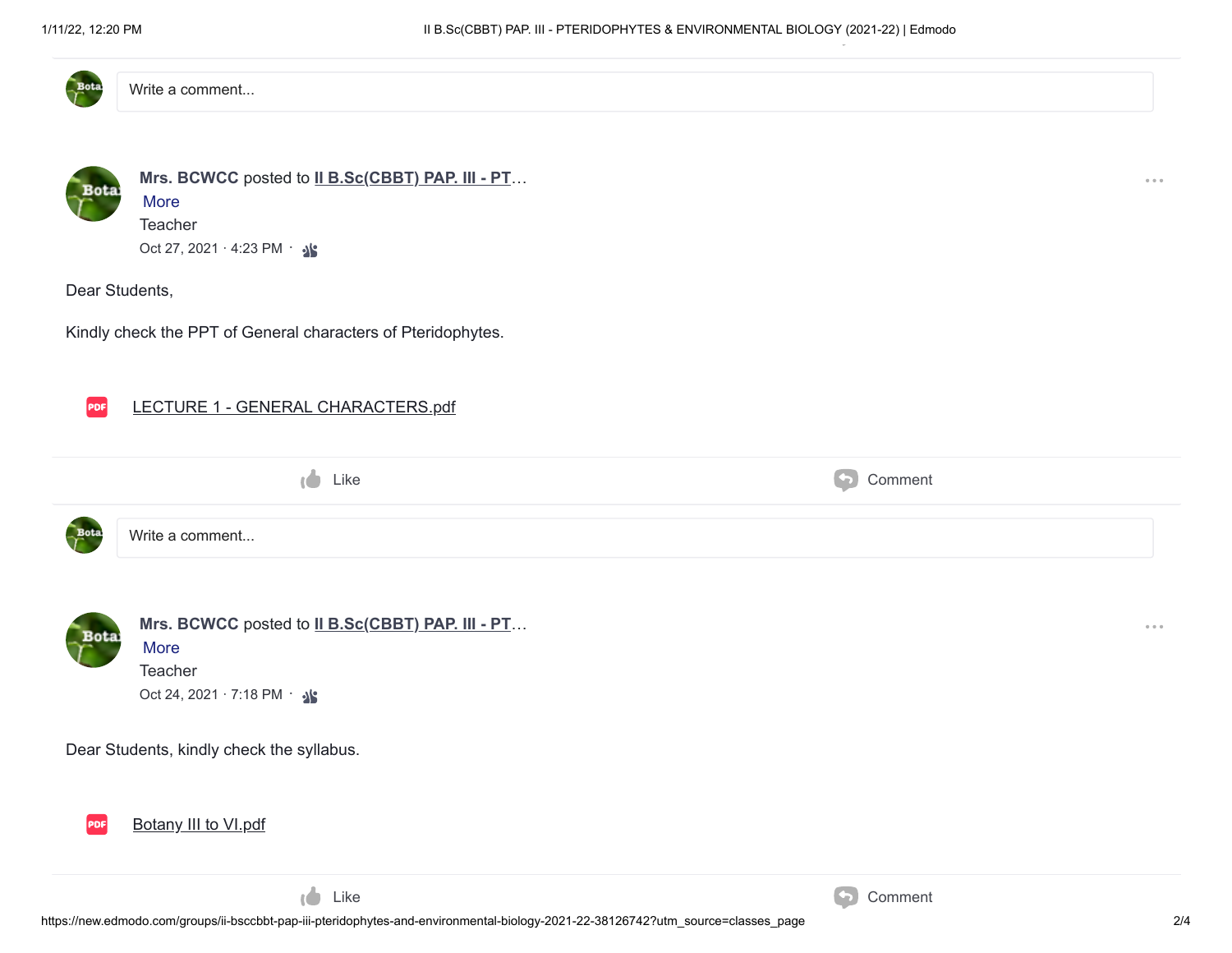Write a comment...

**Mrs. BCWCC** posted to II B.Sc(CBBT) PAP. III - PT…
More
Teacher
Oct 27, 2021 · 4:23 PM ·

Dear Students,

Kindly check the PPT of General characters of Pteridophytes.

LECTURE 1 - GENERAL CHARACTERS.pdf

Like Comment

Write a comment...

**Mrs. BCWCC** posted to II B.Sc(CBBT) PAP. III - PT…
More
Teacher
Oct 24, 2021 · 7:18 PM ·

Dear Students, kindly check the syllabus.

Botany III to VI.pdf

Like Comment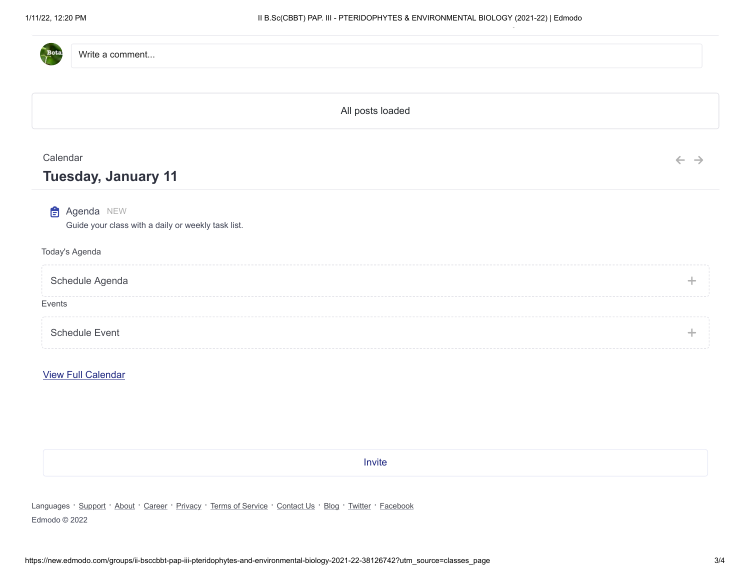Write a comment...

All posts loaded

Calendar

## Tuesday, January 11

Agenda NEW

Guide your class with a daily or weekly task list.

Today's Agenda

Schedule Agenda +

Events

Schedule Event +

View Full Calendar

Invite

Languages · Support · About · Career · Privacy · Terms of Service · Contact Us · Blog · Twitter · Facebook

Edmodo © 2022